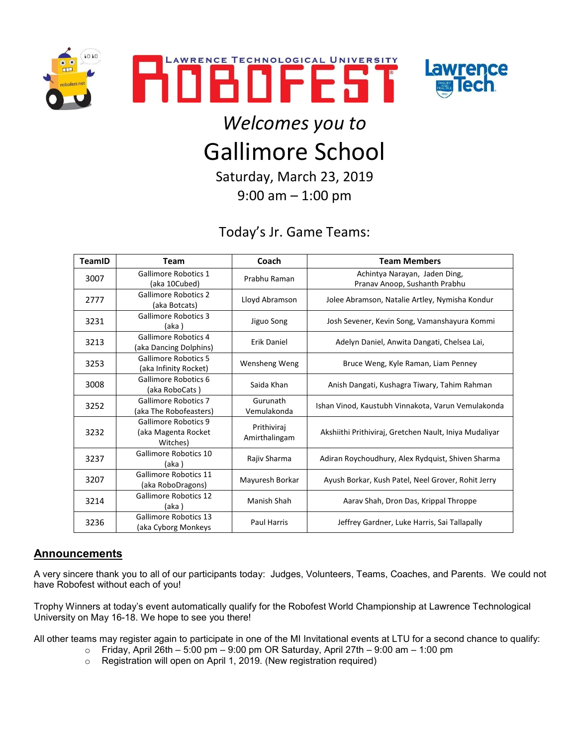# Lawrence Technological University ROBOFEST

*Welcomes you to*

# Gallimore School

Saturday, March 23, 2019

9:00 am – 1:00 pm

## Today's Jr. Game Teams:

| TeamID | Team | Coach | Team Members |
|---|---|---|---|
| 3007 | Gallimore Robotics 1 (aka 10Cubed) | Prabhu Raman | Achintya Narayan, Jaden Ding, Pranav Anoop, Sushanth Prabhu |
| 2777 | Gallimore Robotics 2 (aka Botcats) | Lloyd Abramson | Jolee Abramson, Natalie Artley, Nymisha Kondur |
| 3231 | Gallimore Robotics 3 (aka ) | Jiguo Song | Josh Sevener, Kevin Song, Vamanshayura Kommi |
| 3213 | Gallimore Robotics 4 (aka Dancing Dolphins) | Erik Daniel | Adelyn Daniel, Anwita Dangati, Chelsea Lai, |
| 3253 | Gallimore Robotics 5 (aka Infinity Rocket) | Wensheng Weng | Bruce Weng, Kyle Raman, Liam Penney |
| 3008 | Gallimore Robotics 6 (aka RoboCats ) | Saida Khan | Anish Dangati, Kushagra Tiwary, Tahim Rahman |
| 3252 | Gallimore Robotics 7 (aka The Robofeasters) | Gurunath Vemulakonda | Ishan Vinod, Kaustubh Vinnakota, Varun Vemulakonda |
| 3232 | Gallimore Robotics 9 (aka Magenta Rocket Witches) | Prithiviraj Amirthalingam | Akshiithi Prithiviraj, Gretchen Nault, Iniya Mudaliyar |
| 3237 | Gallimore Robotics 10 (aka ) | Rajiv Sharma | Adiran Roychoudhury, Alex Rydquist, Shiven Sharma |
| 3207 | Gallimore Robotics 11 (aka RoboDragons) | Mayuresh Borkar | Ayush Borkar, Kush Patel, Neel Grover, Rohit Jerry |
| 3214 | Gallimore Robotics 12 (aka ) | Manish Shah | Aarav Shah, Dron Das, Krippal Throppe |
| 3236 | Gallimore Robotics 13 (aka Cyborg Monkeys | Paul Harris | Jeffrey Gardner, Luke Harris, Sai Tallapally |

## Announcements

A very sincere thank you to all of our participants today: Judges, Volunteers, Teams, Coaches, and Parents. We could not have Robofest without each of you!

Trophy Winners at today's event automatically qualify for the Robofest World Championship at Lawrence Technological University on May 16-18. We hope to see you there!

All other teams may register again to participate in one of the MI Invitational events at LTU for a second chance to qualify:

- Friday, April 26th – 5:00 pm – 9:00 pm OR Saturday, April 27th – 9:00 am – 1:00 pm
- Registration will open on April 1, 2019. (New registration required)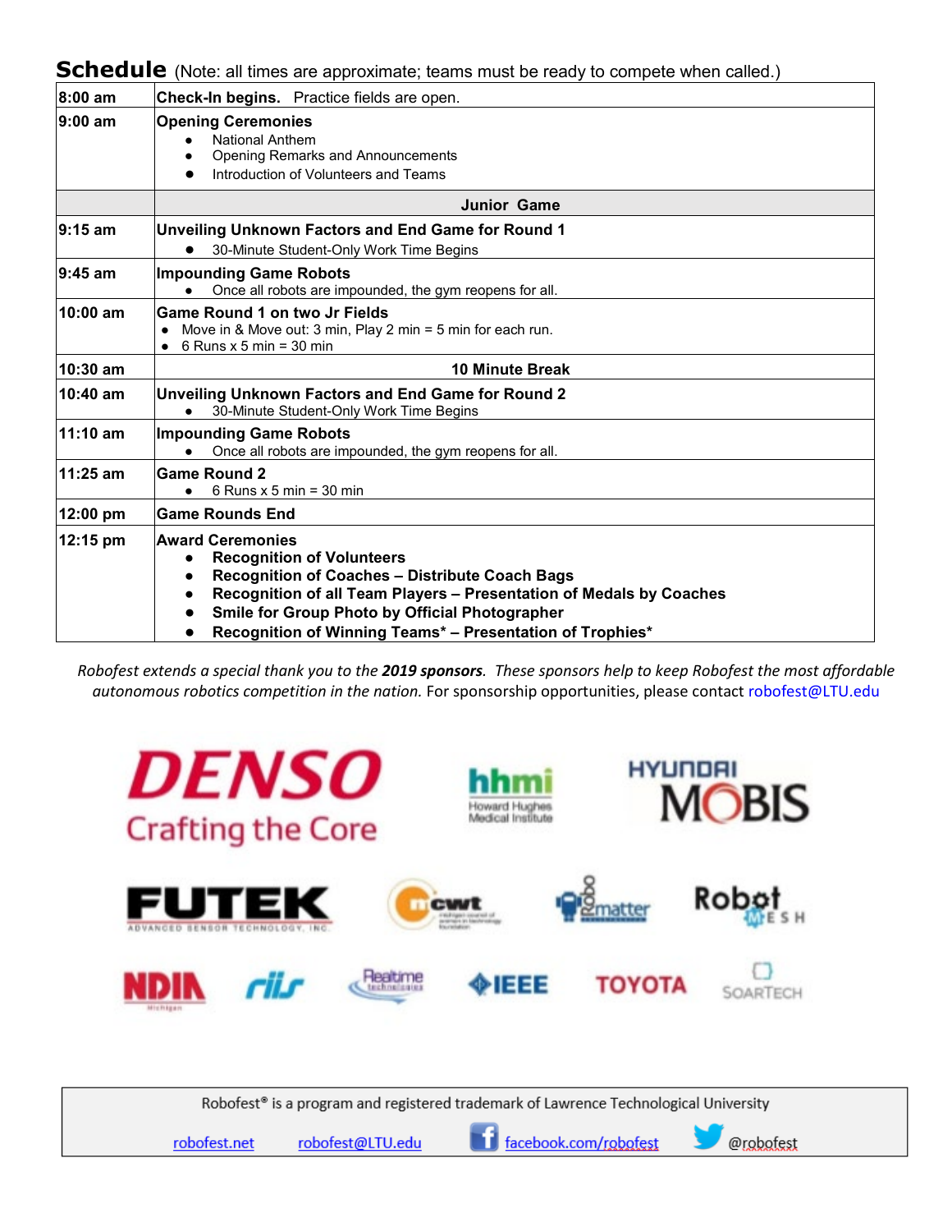**Schedule** (Note: all times are approximate; teams must be ready to compete when called.)

| | |
|---|---|
| **8:00 am** | **Check-In begins.** Practice fields are open. |
| **9:00 am** | **Opening Ceremonies**<br>• National Anthem<br>• Opening Remarks and Announcements<br>• Introduction of Volunteers and Teams |
| | **Junior Game** |
| **9:15 am** | **Unveiling Unknown Factors and End Game for Round 1**<br>• 30-Minute Student-Only Work Time Begins |
| **9:45 am** | **Impounding Game Robots**<br>• Once all robots are impounded, the gym reopens for all. |
| **10:00 am** | **Game Round 1 on two Jr Fields**<br>• Move in & Move out: 3 min, Play 2 min = 5 min for each run.<br>• 6 Runs x 5 min = 30 min |
| **10:30 am** | **10 Minute Break** |
| **10:40 am** | **Unveiling Unknown Factors and End Game for Round 2**<br>• 30-Minute Student-Only Work Time Begins |
| **11:10 am** | **Impounding Game Robots**<br>• Once all robots are impounded, the gym reopens for all. |
| **11:25 am** | **Game Round 2**<br>• 6 Runs x 5 min = 30 min |
| **12:00 pm** | **Game Rounds End** |
| **12:15 pm** | **Award Ceremonies**<br>• **Recognition of Volunteers**<br>• **Recognition of Coaches – Distribute Coach Bags**<br>• **Recognition of all Team Players – Presentation of Medals by Coaches**<br>• **Smile for Group Photo by Official Photographer**<br>• **Recognition of Winning Teams* – Presentation of Trophies*** |

*Robofest extends a special thank you to the* ***2019 sponsors****. These sponsors help to keep Robofest the most affordable autonomous robotics competition in the nation.* For sponsorship opportunities, please contact robofest@LTU.edu

DENSO Crafting the Core | hhmi Howard Hughes Medical Institute | HYUNDAI MOBIS | FUTEK Advanced Sensor Technology, Inc. | mcwt | Robomatter | Robot MESH | NDIA Michigan | riis | Realtime Technologies | IEEE | TOYOTA | SOARTECH

Robofest® is a program and registered trademark of Lawrence Technological University

robofest.net robofest@LTU.edu facebook.com/robofest @robofest